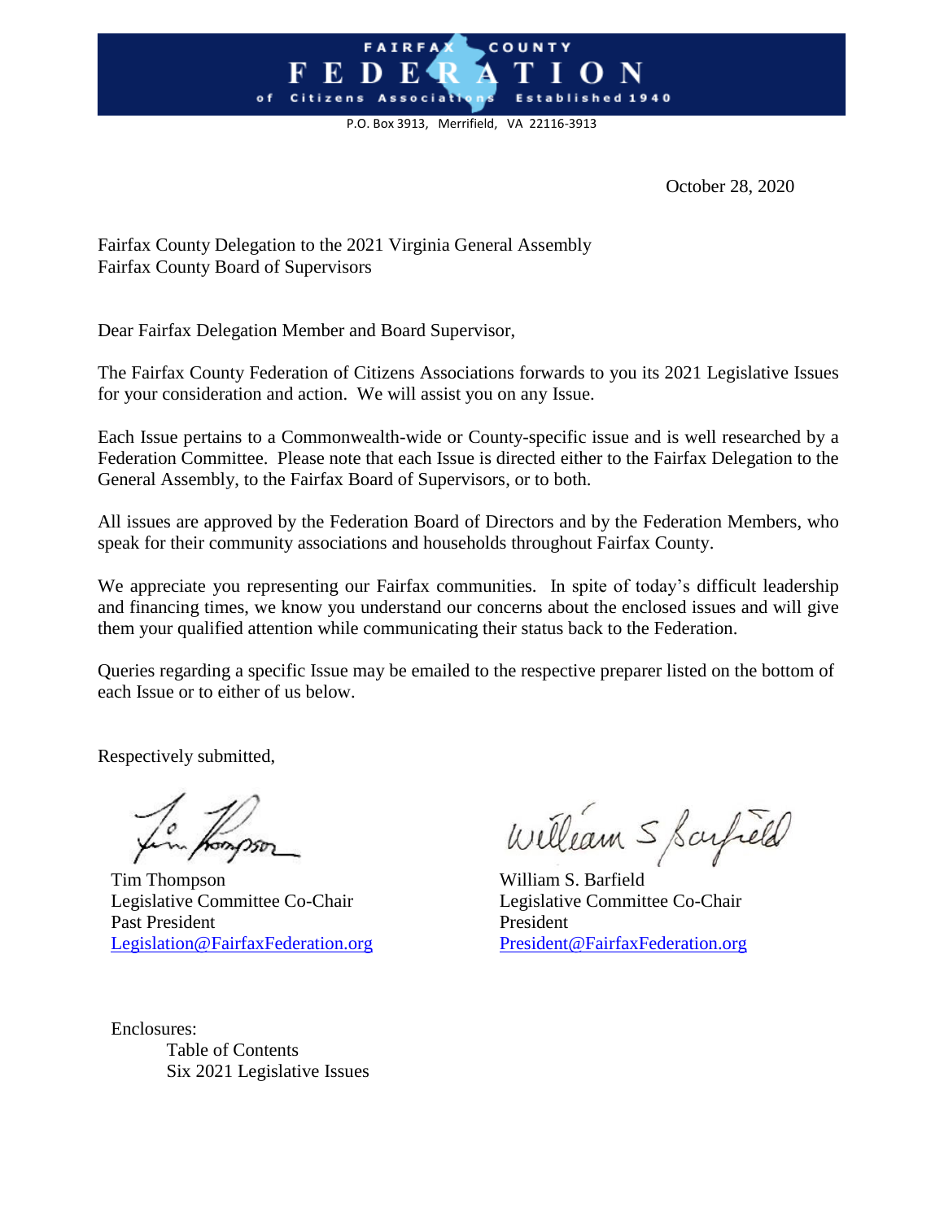# FAIRFAX COUNTY FEDERATION of Citizens Associations Established 1940

P.O. Box 3913, Merrifield, VA 22116-3913

October 28, 2020

Fairfax County Delegation to the 2021 Virginia General Assembly
Fairfax County Board of Supervisors

Dear Fairfax Delegation Member and Board Supervisor,

The Fairfax County Federation of Citizens Associations forwards to you its 2021 Legislative Issues for your consideration and action. We will assist you on any Issue.

Each Issue pertains to a Commonwealth-wide or County-specific issue and is well researched by a Federation Committee. Please note that each Issue is directed either to the Fairfax Delegation to the General Assembly, to the Fairfax Board of Supervisors, or to both.

All issues are approved by the Federation Board of Directors and by the Federation Members, who speak for their community associations and households throughout Fairfax County.

We appreciate you representing our Fairfax communities. In spite of today's difficult leadership and financing times, we know you understand our concerns about the enclosed issues and will give them your qualified attention while communicating their status back to the Federation.

Queries regarding a specific Issue may be emailed to the respective preparer listed on the bottom of each Issue or to either of us below.

Respectively submitted,

Tim Thompson
Legislative Committee Co-Chair
Past President
Legislation@FairfaxFederation.org

William S. Barfield
Legislative Committee Co-Chair
President
President@FairfaxFederation.org

Enclosures:
- Table of Contents
- Six 2021 Legislative Issues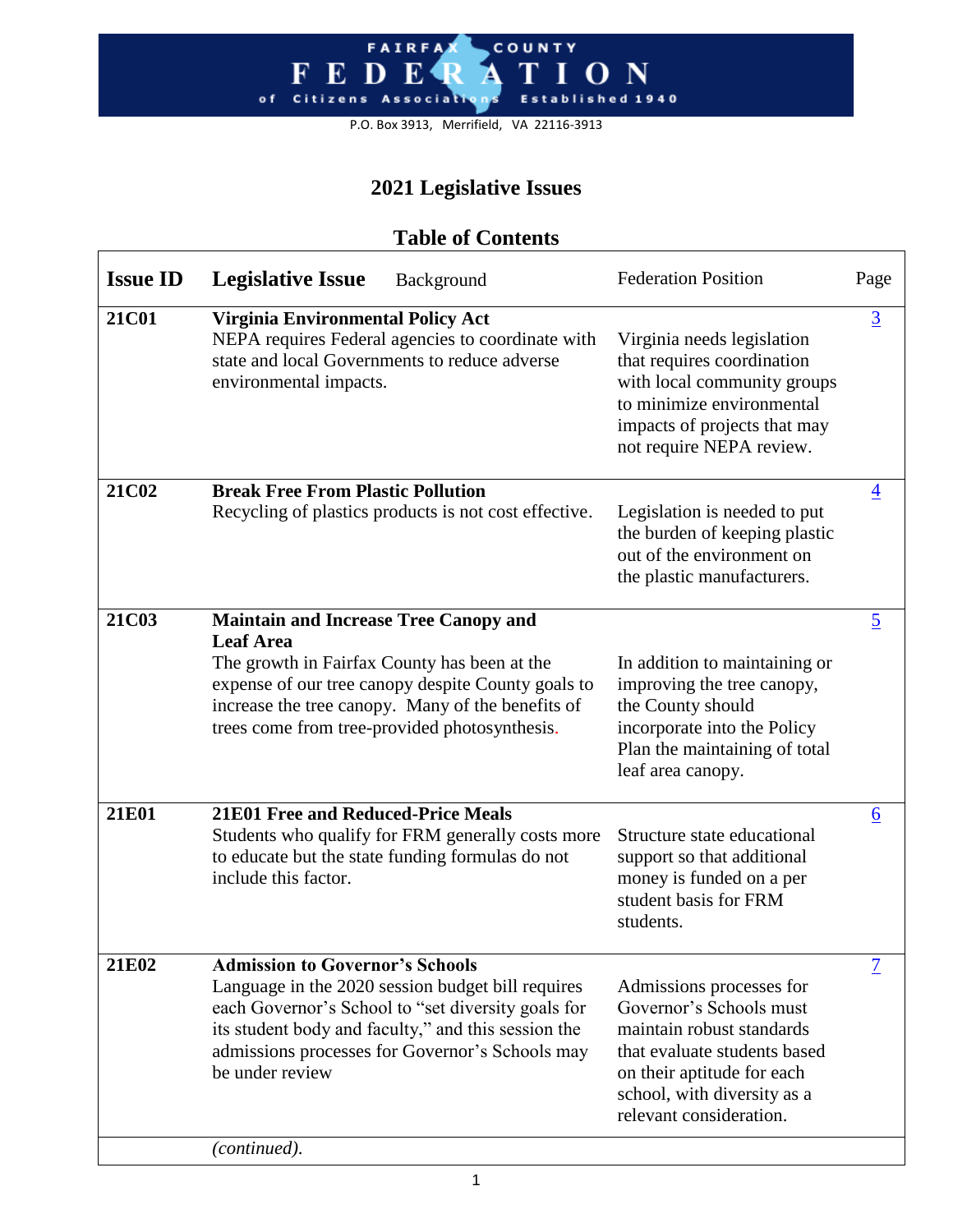FAIRFAX COUNTY FEDERATION of Citizens Associations Established 1940

P.O. Box 3913, Merrifield, VA 22116-3913

# 2021 Legislative Issues

## Table of Contents

| Issue ID | Legislative Issue Background | Federation Position | Page |
|---|---|---|---|
| 21C01 | **Virginia Environmental Policy Act** NEPA requires Federal agencies to coordinate with state and local Governments to reduce adverse environmental impacts. | Virginia needs legislation that requires coordination with local community groups to minimize environmental impacts of projects that may not require NEPA review. | 3 |
| 21C02 | **Break Free From Plastic Pollution** Recycling of plastics products is not cost effective. | Legislation is needed to put the burden of keeping plastic out of the environment on the plastic manufacturers. | 4 |
| 21C03 | **Maintain and Increase Tree Canopy and Leaf Area** The growth in Fairfax County has been at the expense of our tree canopy despite County goals to increase the tree canopy. Many of the benefits of trees come from tree-provided photosynthesis. | In addition to maintaining or improving the tree canopy, the County should incorporate into the Policy Plan the maintaining of total leaf area canopy. | 5 |
| 21E01 | **21E01 Free and Reduced-Price Meals** Students who qualify for FRM generally costs more to educate but the state funding formulas do not include this factor. | Structure state educational support so that additional money is funded on a per student basis for FRM students. | 6 |
| 21E02 | **Admission to Governor's Schools** Language in the 2020 session budget bill requires each Governor's School to "set diversity goals for its student body and faculty," and this session the admissions processes for Governor's Schools may be under review | Admissions processes for Governor's Schools must maintain robust standards that evaluate students based on their aptitude for each school, with diversity as a relevant consideration. | 7 |
| | *(continued).* | | |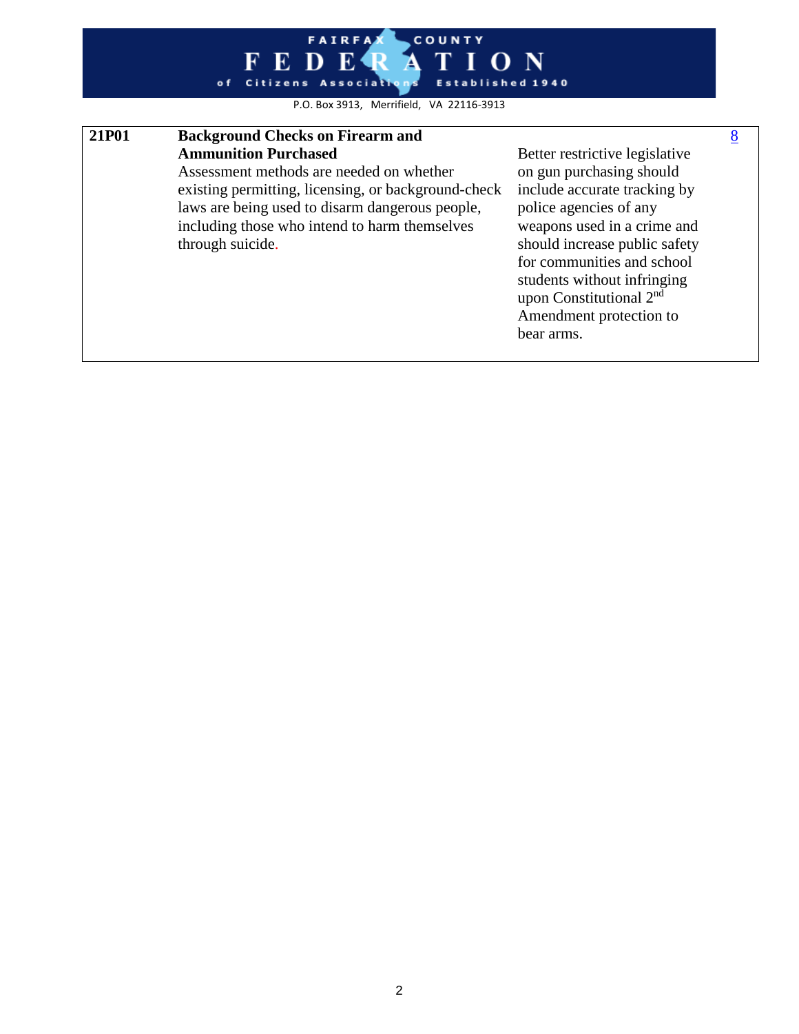FAIRFAX COUNTY FEDERATION of Citizens Associations Established 1940

P.O. Box 3913, Merrifield, VA 22116-3913

| | | | |
|---|---|---|---|
| **21P01** | **Background Checks on Firearm and Ammunition Purchased** Assessment methods are needed on whether existing permitting, licensing, or background-check laws are being used to disarm dangerous people, including those who intend to harm themselves through suicide. | Better restrictive legislative on gun purchasing should include accurate tracking by police agencies of any weapons used in a crime and should increase public safety for communities and school students without infringing upon Constitutional 2nd Amendment protection to bear arms. | 8 |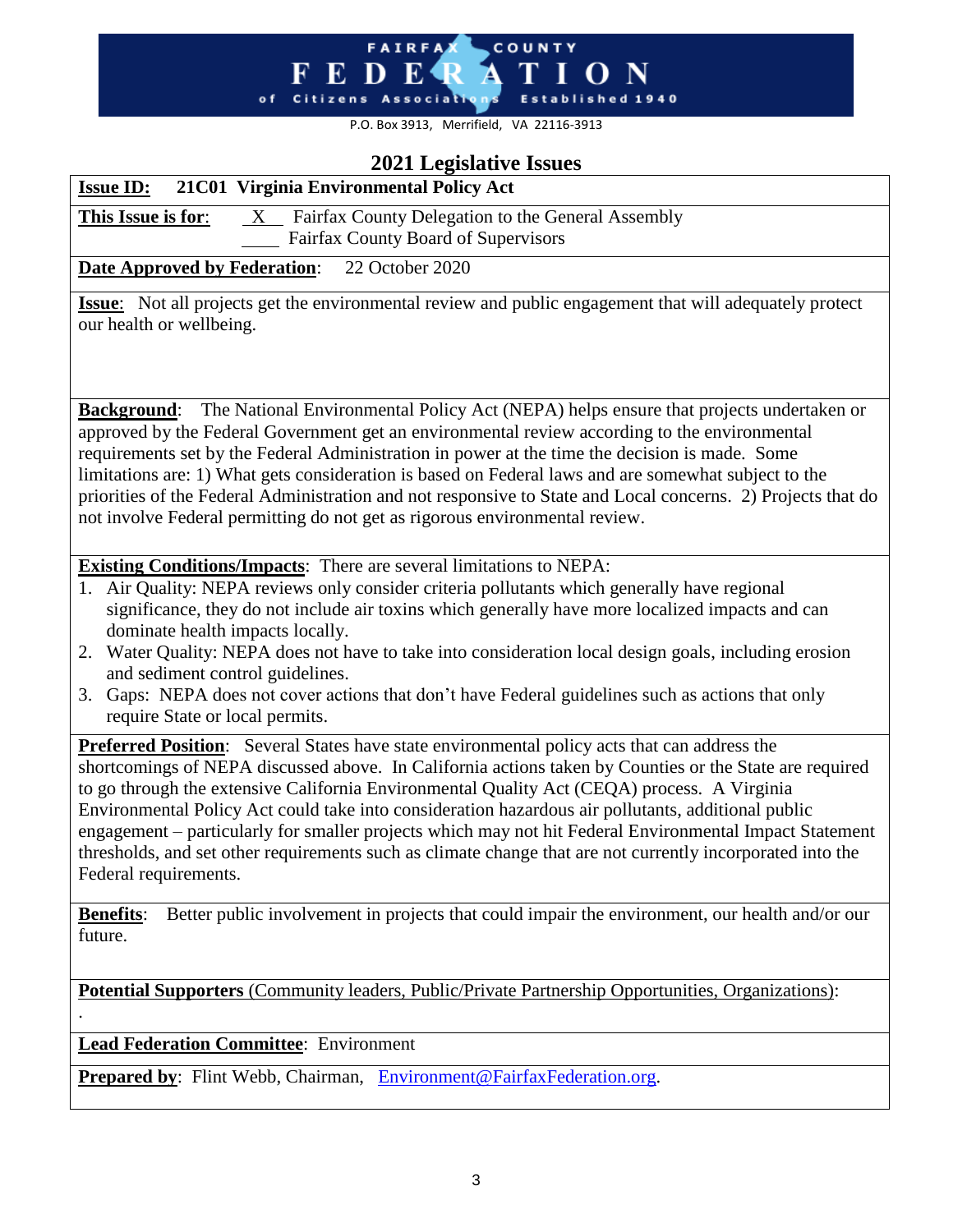FAIRFAX COUNTY FEDERATION of Citizens Associations Established 1940

P.O. Box 3913, Merrifield, VA 22116-3913

# 2021 Legislative Issues

**Issue ID: 21C01 Virginia Environmental Policy Act**

**This Issue is for**: X Fairfax County Delegation to the General Assembly
____ Fairfax County Board of Supervisors

**Date Approved by Federation**: 22 October 2020

**Issue**: Not all projects get the environmental review and public engagement that will adequately protect our health or wellbeing.

**Background**: The National Environmental Policy Act (NEPA) helps ensure that projects undertaken or approved by the Federal Government get an environmental review according to the environmental requirements set by the Federal Administration in power at the time the decision is made. Some limitations are: 1) What gets consideration is based on Federal laws and are somewhat subject to the priorities of the Federal Administration and not responsive to State and Local concerns. 2) Projects that do not involve Federal permitting do not get as rigorous environmental review.

**Existing Conditions/Impacts**: There are several limitations to NEPA:

1. Air Quality: NEPA reviews only consider criteria pollutants which generally have regional significance, they do not include air toxins which generally have more localized impacts and can dominate health impacts locally.
2. Water Quality: NEPA does not have to take into consideration local design goals, including erosion and sediment control guidelines.
3. Gaps: NEPA does not cover actions that don't have Federal guidelines such as actions that only require State or local permits.

**Preferred Position**: Several States have state environmental policy acts that can address the shortcomings of NEPA discussed above. In California actions taken by Counties or the State are required to go through the extensive California Environmental Quality Act (CEQA) process. A Virginia Environmental Policy Act could take into consideration hazardous air pollutants, additional public engagement – particularly for smaller projects which may not hit Federal Environmental Impact Statement thresholds, and set other requirements such as climate change that are not currently incorporated into the Federal requirements.

**Benefits**: Better public involvement in projects that could impair the environment, our health and/or our future.

**Potential Supporters** (Community leaders, Public/Private Partnership Opportunities, Organizations):
.

**Lead Federation Committee**: Environment

**Prepared by**: Flint Webb, Chairman, Environment@FairfaxFederation.org.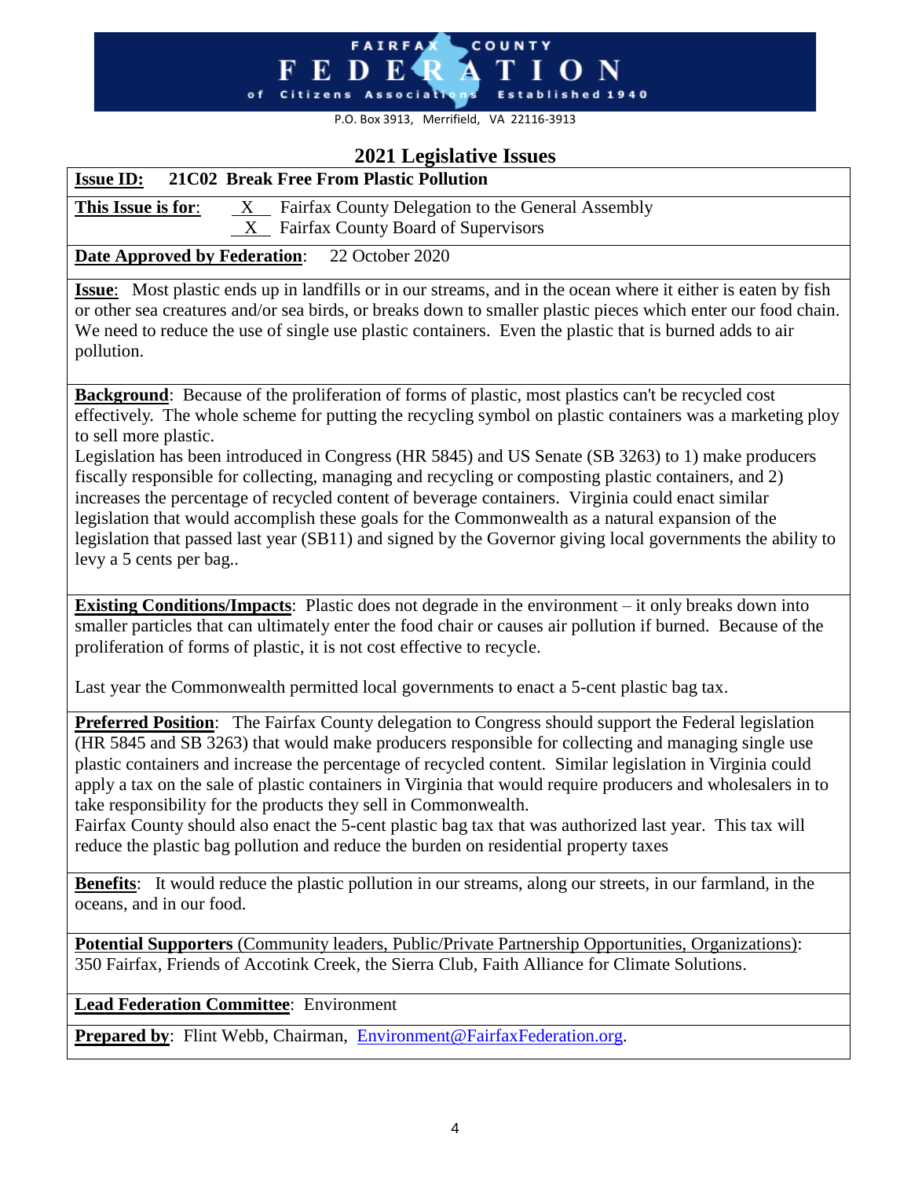FAIRFAX COUNTY FEDERATION of Citizens Associations Established 1940

P.O. Box 3913, Merrifield, VA 22116-3913

## 2021 Legislative Issues

**Issue ID: 21C02 Break Free From Plastic Pollution**

**This Issue is for**: \_X\_ Fairfax County Delegation to the General Assembly
\_X\_ Fairfax County Board of Supervisors

**Date Approved by Federation**: 22 October 2020

**Issue**: Most plastic ends up in landfills or in our streams, and in the ocean where it either is eaten by fish or other sea creatures and/or sea birds, or breaks down to smaller plastic pieces which enter our food chain. We need to reduce the use of single use plastic containers. Even the plastic that is burned adds to air pollution.

**Background**: Because of the proliferation of forms of plastic, most plastics can't be recycled cost effectively. The whole scheme for putting the recycling symbol on plastic containers was a marketing ploy to sell more plastic.
Legislation has been introduced in Congress (HR 5845) and US Senate (SB 3263) to 1) make producers fiscally responsible for collecting, managing and recycling or composting plastic containers, and 2) increases the percentage of recycled content of beverage containers. Virginia could enact similar legislation that would accomplish these goals for the Commonwealth as a natural expansion of the legislation that passed last year (SB11) and signed by the Governor giving local governments the ability to levy a 5 cents per bag..

**Existing Conditions/Impacts**: Plastic does not degrade in the environment – it only breaks down into smaller particles that can ultimately enter the food chair or causes air pollution if burned. Because of the proliferation of forms of plastic, it is not cost effective to recycle.

Last year the Commonwealth permitted local governments to enact a 5-cent plastic bag tax.

**Preferred Position**: The Fairfax County delegation to Congress should support the Federal legislation (HR 5845 and SB 3263) that would make producers responsible for collecting and managing single use plastic containers and increase the percentage of recycled content. Similar legislation in Virginia could apply a tax on the sale of plastic containers in Virginia that would require producers and wholesalers in to take responsibility for the products they sell in Commonwealth.
Fairfax County should also enact the 5-cent plastic bag tax that was authorized last year. This tax will reduce the plastic bag pollution and reduce the burden on residential property taxes

**Benefits**: It would reduce the plastic pollution in our streams, along our streets, in our farmland, in the oceans, and in our food.

**Potential Supporters** (Community leaders, Public/Private Partnership Opportunities, Organizations): 350 Fairfax, Friends of Accotink Creek, the Sierra Club, Faith Alliance for Climate Solutions.

**Lead Federation Committee**: Environment

**Prepared by**: Flint Webb, Chairman, Environment@FairfaxFederation.org.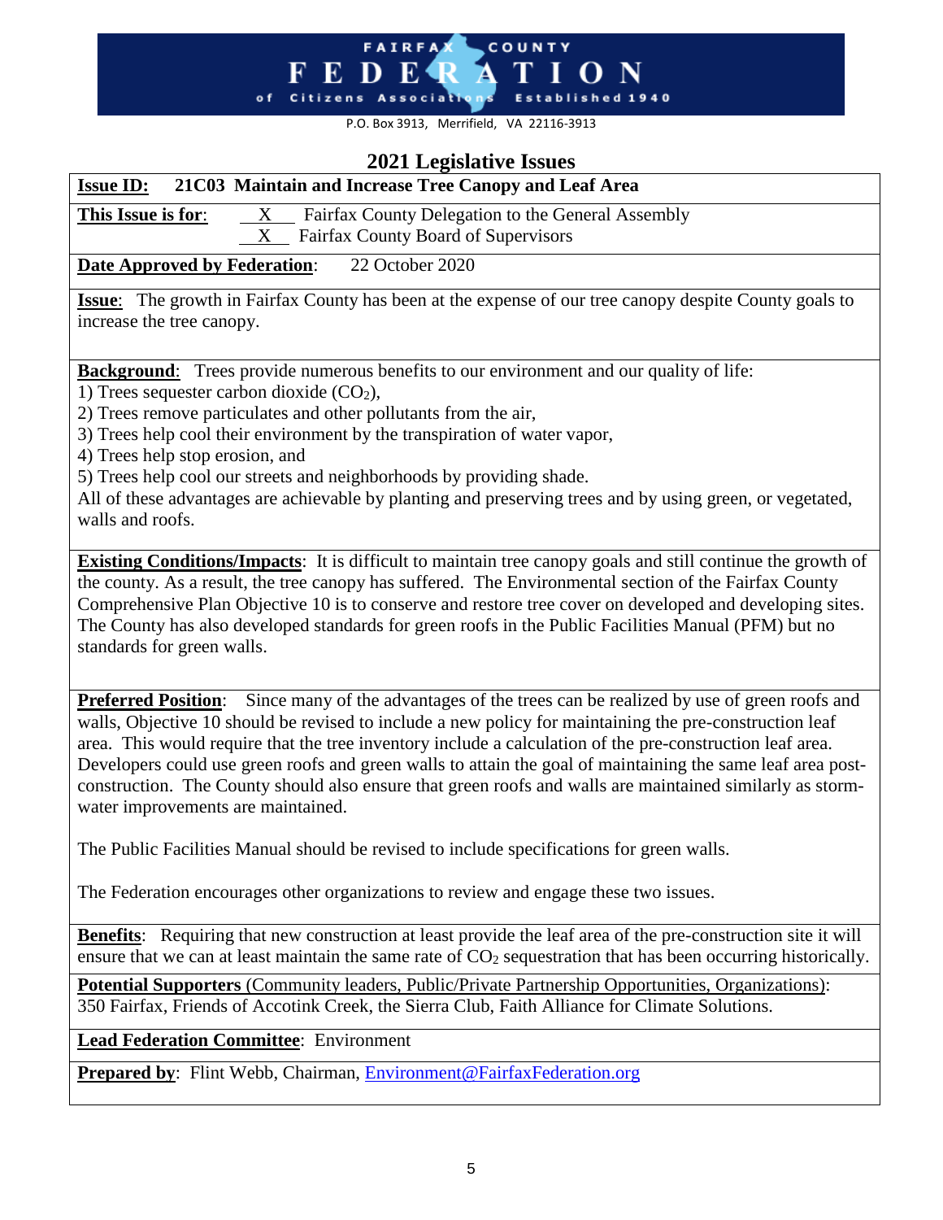FAIRFAX COUNTY FEDERATION of Citizens Associations Established 1940

P.O. Box 3913, Merrifield, VA 22116-3913

## 2021 Legislative Issues

**Issue ID:** **21C03 Maintain and Increase Tree Canopy and Leaf Area**

**This Issue is for**: X Fairfax County Delegation to the General Assembly
X Fairfax County Board of Supervisors

**Date Approved by Federation**: 22 October 2020

**Issue**: The growth in Fairfax County has been at the expense of our tree canopy despite County goals to increase the tree canopy.

**Background**: Trees provide numerous benefits to our environment and our quality of life:

1) Trees sequester carbon dioxide ($CO_2$),
2) Trees remove particulates and other pollutants from the air,
3) Trees help cool their environment by the transpiration of water vapor,
4) Trees help stop erosion, and
5) Trees help cool our streets and neighborhoods by providing shade.

All of these advantages are achievable by planting and preserving trees and by using green, or vegetated, walls and roofs.

**Existing Conditions/Impacts**: It is difficult to maintain tree canopy goals and still continue the growth of the county. As a result, the tree canopy has suffered. The Environmental section of the Fairfax County Comprehensive Plan Objective 10 is to conserve and restore tree cover on developed and developing sites. The County has also developed standards for green roofs in the Public Facilities Manual (PFM) but no standards for green walls.

**Preferred Position**: Since many of the advantages of the trees can be realized by use of green roofs and walls, Objective 10 should be revised to include a new policy for maintaining the pre-construction leaf area. This would require that the tree inventory include a calculation of the pre-construction leaf area. Developers could use green roofs and green walls to attain the goal of maintaining the same leaf area post-construction. The County should also ensure that green roofs and walls are maintained similarly as storm-water improvements are maintained.

The Public Facilities Manual should be revised to include specifications for green walls.

The Federation encourages other organizations to review and engage these two issues.

**Benefits**: Requiring that new construction at least provide the leaf area of the pre-construction site it will ensure that we can at least maintain the same rate of $CO_2$ sequestration that has been occurring historically.

**Potential Supporters** (Community leaders, Public/Private Partnership Opportunities, Organizations): 350 Fairfax, Friends of Accotink Creek, the Sierra Club, Faith Alliance for Climate Solutions.

**Lead Federation Committee**: Environment

**Prepared by**: Flint Webb, Chairman, Environment@FairfaxFederation.org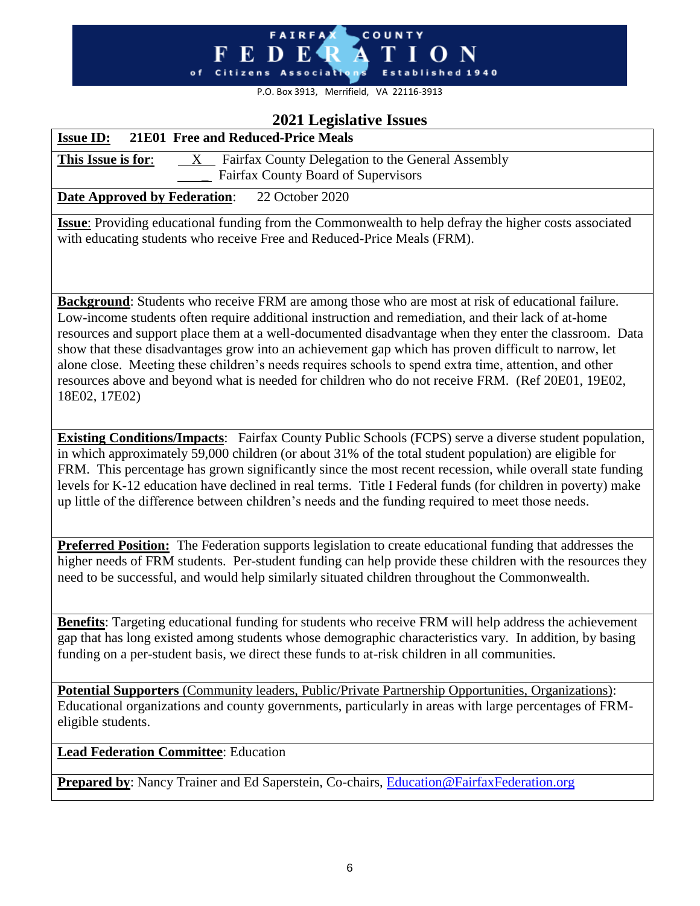FAIRFAX COUNTY FEDERATION of Citizens Associations Established 1940

P.O. Box 3913, Merrifield, VA 22116-3913

## 2021 Legislative Issues

**Issue ID:** **21E01 Free and Reduced-Price Meals**

**This Issue is for:** \_\_X\_\_ Fairfax County Delegation to the General Assembly
\_\_\_\_ Fairfax County Board of Supervisors

**Date Approved by Federation:** 22 October 2020

**Issue**: Providing educational funding from the Commonwealth to help defray the higher costs associated with educating students who receive Free and Reduced-Price Meals (FRM).

**Background**: Students who receive FRM are among those who are most at risk of educational failure. Low-income students often require additional instruction and remediation, and their lack of at-home resources and support place them at a well-documented disadvantage when they enter the classroom. Data show that these disadvantages grow into an achievement gap which has proven difficult to narrow, let alone close. Meeting these children's needs requires schools to spend extra time, attention, and other resources above and beyond what is needed for children who do not receive FRM. (Ref 20E01, 19E02, 18E02, 17E02)

**Existing Conditions/Impacts**: Fairfax County Public Schools (FCPS) serve a diverse student population, in which approximately 59,000 children (or about 31% of the total student population) are eligible for FRM. This percentage has grown significantly since the most recent recession, while overall state funding levels for K-12 education have declined in real terms. Title I Federal funds (for children in poverty) make up little of the difference between children's needs and the funding required to meet those needs.

**Preferred Position:** The Federation supports legislation to create educational funding that addresses the higher needs of FRM students. Per-student funding can help provide these children with the resources they need to be successful, and would help similarly situated children throughout the Commonwealth.

**Benefits**: Targeting educational funding for students who receive FRM will help address the achievement gap that has long existed among students whose demographic characteristics vary. In addition, by basing funding on a per-student basis, we direct these funds to at-risk children in all communities.

**Potential Supporters** (Community leaders, Public/Private Partnership Opportunities, Organizations): Educational organizations and county governments, particularly in areas with large percentages of FRM-eligible students.

**Lead Federation Committee**: Education

**Prepared by**: Nancy Trainer and Ed Saperstein, Co-chairs, Education@FairfaxFederation.org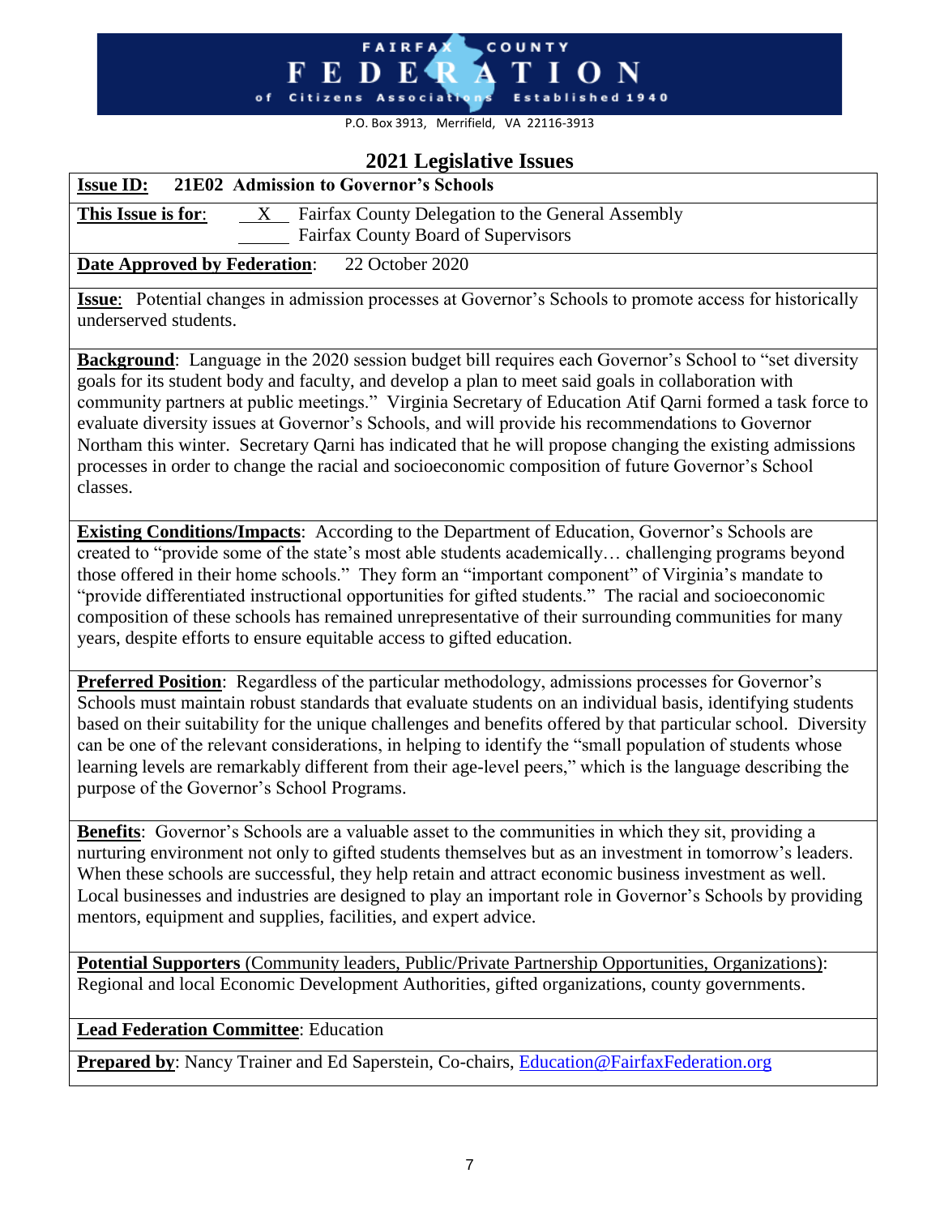FAIRFAX COUNTY

# FEDERATION

of Citizens Associations Established 1940

P.O. Box 3913, Merrifield, VA 22116-3913

## 2021 Legislative Issues

**Issue ID:** **21E02 Admission to Governor's Schools**

**This Issue is for:** X Fairfax County Delegation to the General Assembly
\_\_\_\_ Fairfax County Board of Supervisors

**Date Approved by Federation:** 22 October 2020

**Issue:** Potential changes in admission processes at Governor's Schools to promote access for historically underserved students.

**Background:** Language in the 2020 session budget bill requires each Governor's School to "set diversity goals for its student body and faculty, and develop a plan to meet said goals in collaboration with community partners at public meetings." Virginia Secretary of Education Atif Qarni formed a task force to evaluate diversity issues at Governor's Schools, and will provide his recommendations to Governor Northam this winter. Secretary Qarni has indicated that he will propose changing the existing admissions processes in order to change the racial and socioeconomic composition of future Governor's School classes.

**Existing Conditions/Impacts:** According to the Department of Education, Governor's Schools are created to "provide some of the state's most able students academically… challenging programs beyond those offered in their home schools." They form an "important component" of Virginia's mandate to "provide differentiated instructional opportunities for gifted students." The racial and socioeconomic composition of these schools has remained unrepresentative of their surrounding communities for many years, despite efforts to ensure equitable access to gifted education.

**Preferred Position:** Regardless of the particular methodology, admissions processes for Governor's Schools must maintain robust standards that evaluate students on an individual basis, identifying students based on their suitability for the unique challenges and benefits offered by that particular school. Diversity can be one of the relevant considerations, in helping to identify the "small population of students whose learning levels are remarkably different from their age-level peers," which is the language describing the purpose of the Governor's School Programs.

**Benefits:** Governor's Schools are a valuable asset to the communities in which they sit, providing a nurturing environment not only to gifted students themselves but as an investment in tomorrow's leaders. When these schools are successful, they help retain and attract economic business investment as well. Local businesses and industries are designed to play an important role in Governor's Schools by providing mentors, equipment and supplies, facilities, and expert advice.

**Potential Supporters** (Community leaders, Public/Private Partnership Opportunities, Organizations): Regional and local Economic Development Authorities, gifted organizations, county governments.

**Lead Federation Committee:** Education

**Prepared by:** Nancy Trainer and Ed Saperstein, Co-chairs, Education@FairfaxFederation.org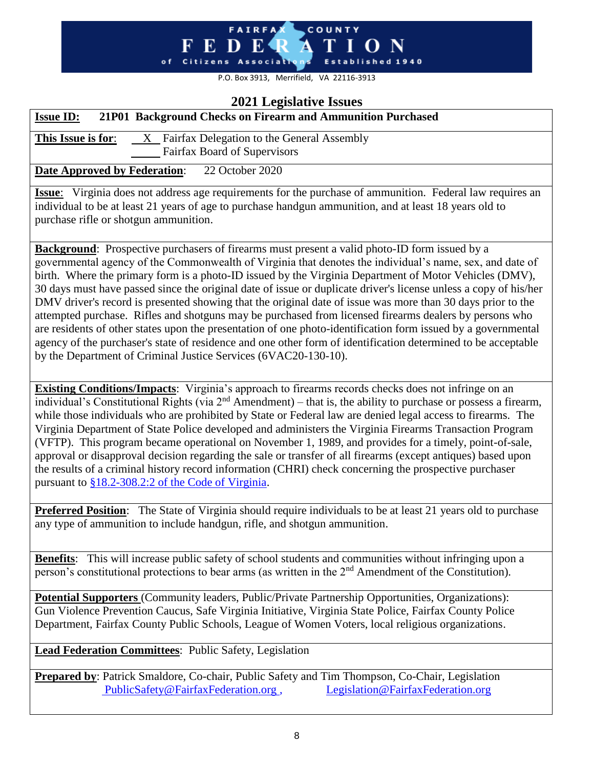# FAIRFAX COUNTY FEDERATION of Citizens Associations Established 1940

P.O. Box 3913, Merrifield, VA 22116-3913

## 2021 Legislative Issues

**Issue ID:** **21P01 Background Checks on Firearm and Ammunition Purchased**

**This Issue is for**: \_\_X\_\_ Fairfax Delegation to the General Assembly
\_\_\_\_\_ Fairfax Board of Supervisors

**Date Approved by Federation**: 22 October 2020

**Issue**: Virginia does not address age requirements for the purchase of ammunition. Federal law requires an individual to be at least 21 years of age to purchase handgun ammunition, and at least 18 years old to purchase rifle or shotgun ammunition.

**Background**: Prospective purchasers of firearms must present a valid photo-ID form issued by a governmental agency of the Commonwealth of Virginia that denotes the individual's name, sex, and date of birth. Where the primary form is a photo-ID issued by the Virginia Department of Motor Vehicles (DMV), 30 days must have passed since the original date of issue or duplicate driver's license unless a copy of his/her DMV driver's record is presented showing that the original date of issue was more than 30 days prior to the attempted purchase. Rifles and shotguns may be purchased from licensed firearms dealers by persons who are residents of other states upon the presentation of one photo-identification form issued by a governmental agency of the purchaser's state of residence and one other form of identification determined to be acceptable by the Department of Criminal Justice Services (6VAC20-130-10).

**Existing Conditions/Impacts**: Virginia's approach to firearms records checks does not infringe on an individual's Constitutional Rights (via 2nd Amendment) – that is, the ability to purchase or possess a firearm, while those individuals who are prohibited by State or Federal law are denied legal access to firearms. The Virginia Department of State Police developed and administers the Virginia Firearms Transaction Program (VFTP). This program became operational on November 1, 1989, and provides for a timely, point-of-sale, approval or disapproval decision regarding the sale or transfer of all firearms (except antiques) based upon the results of a criminal history record information (CHRI) check concerning the prospective purchaser pursuant to §18.2-308.2:2 of the Code of Virginia.

**Preferred Position**: The State of Virginia should require individuals to be at least 21 years old to purchase any type of ammunition to include handgun, rifle, and shotgun ammunition.

**Benefits**: This will increase public safety of school students and communities without infringing upon a person's constitutional protections to bear arms (as written in the 2nd Amendment of the Constitution).

**Potential Supporters** (Community leaders, Public/Private Partnership Opportunities, Organizations): Gun Violence Prevention Caucus, Safe Virginia Initiative, Virginia State Police, Fairfax County Police Department, Fairfax County Public Schools, League of Women Voters, local religious organizations.

**Lead Federation Committees**: Public Safety, Legislation

**Prepared by**: Patrick Smaldore, Co-chair, Public Safety and Tim Thompson, Co-Chair, Legislation
PublicSafety@FairfaxFederation.org , Legislation@FairfaxFederation.org